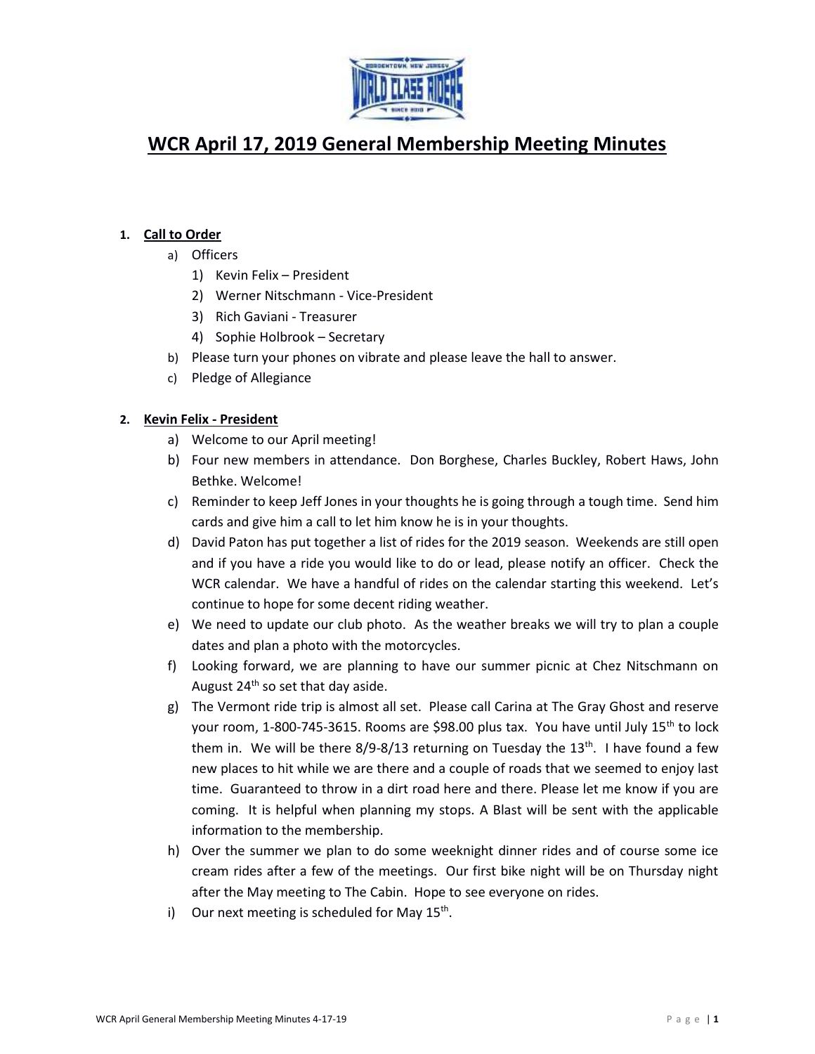# WCR April 17, 2019 General Membership Meeting Minutes

1. **Call to Order**
   a) Officers
      1) Kevin Felix – President
      2) Werner Nitschmann - Vice-President
      3) Rich Gaviani - Treasurer
      4) Sophie Holbrook – Secretary

   b) Please turn your phones on vibrate and please leave the hall to answer.

   c) Pledge of Allegiance

2. **Kevin Felix - President**
   a) Welcome to our April meeting!

   b) Four new members in attendance. Don Borghese, Charles Buckley, Robert Haws, John Bethke. Welcome!

   c) Reminder to keep Jeff Jones in your thoughts he is going through a tough time. Send him cards and give him a call to let him know he is in your thoughts.

   d) David Paton has put together a list of rides for the 2019 season. Weekends are still open and if you have a ride you would like to do or lead, please notify an officer. Check the WCR calendar. We have a handful of rides on the calendar starting this weekend. Let's continue to hope for some decent riding weather.

   e) We need to update our club photo. As the weather breaks we will try to plan a couple dates and plan a photo with the motorcycles.

   f) Looking forward, we are planning to have our summer picnic at Chez Nitschmann on August 24th so set that day aside.

   g) The Vermont ride trip is almost all set. Please call Carina at The Gray Ghost and reserve your room, 1-800-745-3615. Rooms are $98.00 plus tax. You have until July 15th to lock them in. We will be there 8/9-8/13 returning on Tuesday the 13th. I have found a few new places to hit while we are there and a couple of roads that we seemed to enjoy last time. Guaranteed to throw in a dirt road here and there. Please let me know if you are coming. It is helpful when planning my stops. A Blast will be sent with the applicable information to the membership.

   h) Over the summer we plan to do some weeknight dinner rides and of course some ice cream rides after a few of the meetings. Our first bike night will be on Thursday night after the May meeting to The Cabin. Hope to see everyone on rides.

   i) Our next meeting is scheduled for May 15th.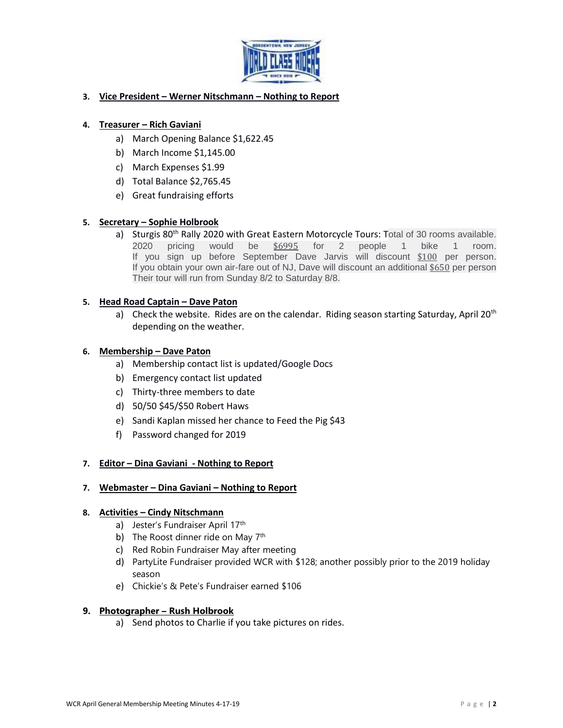3. **Vice President – Werner Nitschmann – Nothing to Report**

4. **Treasurer – Rich Gaviani**
   a) March Opening Balance $1,622.45
   b) March Income $1,145.00
   c) March Expenses $1.99
   d) Total Balance $2,765.45
   e) Great fundraising efforts

5. **Secretary – Sophie Holbrook**
   a) Sturgis 80th Rally 2020 with Great Eastern Motorcycle Tours: Total of 30 rooms available. 2020 pricing would be $6995 for 2 people 1 bike 1 room. If you sign up before September Dave Jarvis will discount $100 per person. If you obtain your own air-fare out of NJ, Dave will discount an additional $650 per person Their tour will run from Sunday 8/2 to Saturday 8/8.

5. **Head Road Captain – Dave Paton**
   a) Check the website. Rides are on the calendar. Riding season starting Saturday, April 20th depending on the weather.

6. **Membership – Dave Paton**
   a) Membership contact list is updated/Google Docs
   b) Emergency contact list updated
   c) Thirty-three members to date
   d) 50/50 $45/$50 Robert Haws
   e) Sandi Kaplan missed her chance to Feed the Pig $43
   f) Password changed for 2019

7. **Editor – Dina Gaviani - Nothing to Report**

7. **Webmaster – Dina Gaviani – Nothing to Report**

8. **Activities – Cindy Nitschmann**
   a) Jester's Fundraiser April 17th
   b) The Roost dinner ride on May 7th
   c) Red Robin Fundraiser May after meeting
   d) PartyLite Fundraiser provided WCR with $128; another possibly prior to the 2019 holiday season
   e) Chickie's & Pete's Fundraiser earned $106

9. **Photographer – Rush Holbrook**
   a) Send photos to Charlie if you take pictures on rides.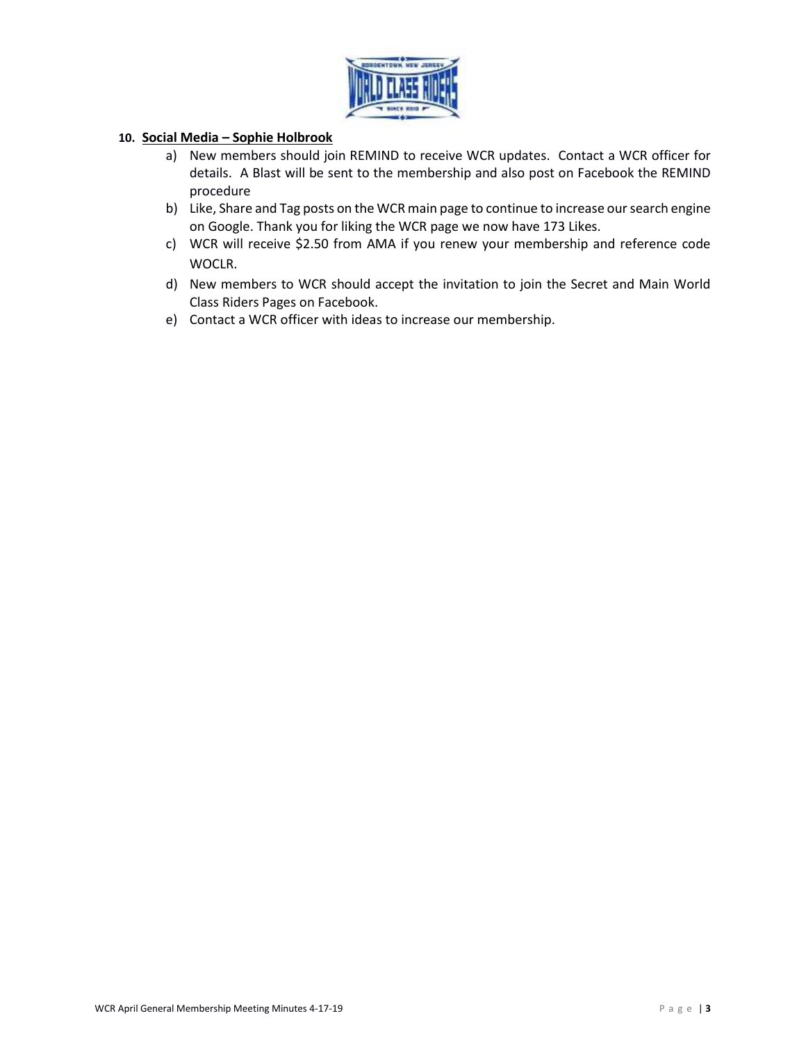**10. Social Media – Sophie Holbrook**

a) New members should join REMIND to receive WCR updates. Contact a WCR officer for details. A Blast will be sent to the membership and also post on Facebook the REMIND procedure

b) Like, Share and Tag posts on the WCR main page to continue to increase our search engine on Google. Thank you for liking the WCR page we now have 173 Likes.

c) WCR will receive $2.50 from AMA if you renew your membership and reference code WOCLR.

d) New members to WCR should accept the invitation to join the Secret and Main World Class Riders Pages on Facebook.

e) Contact a WCR officer with ideas to increase our membership.